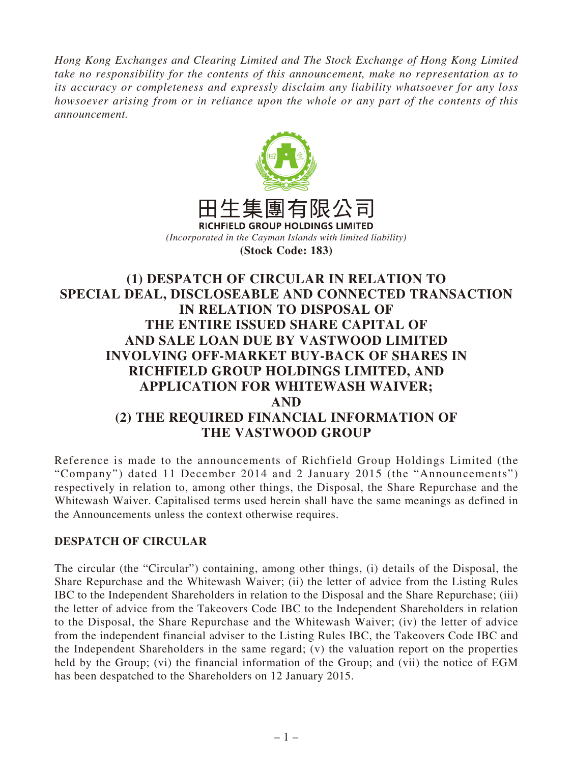*Hong Kong Exchanges and Clearing Limited and The Stock Exchange of Hong Kong Limited take no responsibility for the contents of this announcement, make no representation as to its accuracy or completeness and expressly disclaim any liability whatsoever for any loss howsoever arising from or in reliance upon the whole or any part of the contents of this announcement.*

田生集團有限公司

**RICHFIELD GROUP HOLDINGS LIMITED**

*(Incorporated in the Cayman Islands with limited liability)*

**(Stock Code: 183)**

# (1) DESPATCH OF CIRCULAR IN RELATION TO SPECIAL DEAL, DISCLOSEABLE AND CONNECTED TRANSACTION IN RELATION TO DISPOSAL OF THE ENTIRE ISSUED SHARE CAPITAL OF AND SALE LOAN DUE BY VASTWOOD LIMITED INVOLVING OFF-MARKET BUY-BACK OF SHARES IN RICHFIELD GROUP HOLDINGS LIMITED, AND APPLICATION FOR WHITEWASH WAIVER; AND (2) THE REQUIRED FINANCIAL INFORMATION OF THE VASTWOOD GROUP

Reference is made to the announcements of Richfield Group Holdings Limited (the "Company") dated 11 December 2014 and 2 January 2015 (the "Announcements") respectively in relation to, among other things, the Disposal, the Share Repurchase and the Whitewash Waiver. Capitalised terms used herein shall have the same meanings as defined in the Announcements unless the context otherwise requires.

## DESPATCH OF CIRCULAR

The circular (the "Circular") containing, among other things, (i) details of the Disposal, the Share Repurchase and the Whitewash Waiver; (ii) the letter of advice from the Listing Rules IBC to the Independent Shareholders in relation to the Disposal and the Share Repurchase; (iii) the letter of advice from the Takeovers Code IBC to the Independent Shareholders in relation to the Disposal, the Share Repurchase and the Whitewash Waiver; (iv) the letter of advice from the independent financial adviser to the Listing Rules IBC, the Takeovers Code IBC and the Independent Shareholders in the same regard; (v) the valuation report on the properties held by the Group; (vi) the financial information of the Group; and (vii) the notice of EGM has been despatched to the Shareholders on 12 January 2015.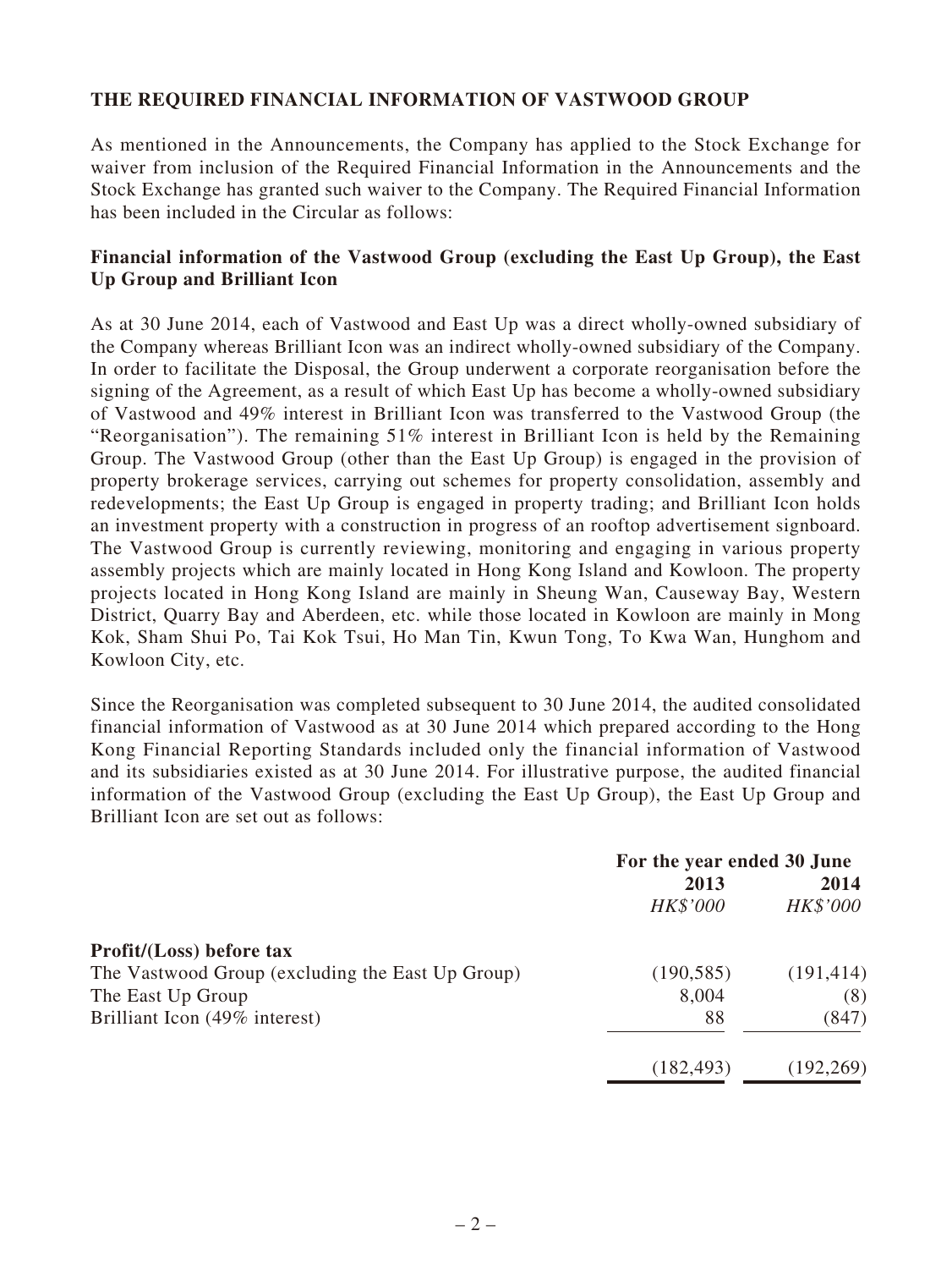## THE REQUIRED FINANCIAL INFORMATION OF VASTWOOD GROUP

As mentioned in the Announcements, the Company has applied to the Stock Exchange for waiver from inclusion of the Required Financial Information in the Announcements and the Stock Exchange has granted such waiver to the Company. The Required Financial Information has been included in the Circular as follows:

### Financial information of the Vastwood Group (excluding the East Up Group), the East Up Group and Brilliant Icon

As at 30 June 2014, each of Vastwood and East Up was a direct wholly-owned subsidiary of the Company whereas Brilliant Icon was an indirect wholly-owned subsidiary of the Company. In order to facilitate the Disposal, the Group underwent a corporate reorganisation before the signing of the Agreement, as a result of which East Up has become a wholly-owned subsidiary of Vastwood and 49% interest in Brilliant Icon was transferred to the Vastwood Group (the "Reorganisation"). The remaining 51% interest in Brilliant Icon is held by the Remaining Group. The Vastwood Group (other than the East Up Group) is engaged in the provision of property brokerage services, carrying out schemes for property consolidation, assembly and redevelopments; the East Up Group is engaged in property trading; and Brilliant Icon holds an investment property with a construction in progress of an rooftop advertisement signboard. The Vastwood Group is currently reviewing, monitoring and engaging in various property assembly projects which are mainly located in Hong Kong Island and Kowloon. The property projects located in Hong Kong Island are mainly in Sheung Wan, Causeway Bay, Western District, Quarry Bay and Aberdeen, etc. while those located in Kowloon are mainly in Mong Kok, Sham Shui Po, Tai Kok Tsui, Ho Man Tin, Kwun Tong, To Kwa Wan, Hunghom and Kowloon City, etc.

Since the Reorganisation was completed subsequent to 30 June 2014, the audited consolidated financial information of Vastwood as at 30 June 2014 which prepared according to the Hong Kong Financial Reporting Standards included only the financial information of Vastwood and its subsidiaries existed as at 30 June 2014. For illustrative purpose, the audited financial information of the Vastwood Group (excluding the East Up Group), the East Up Group and Brilliant Icon are set out as follows:

| | For the year ended 30 June | |
|---|---|---|
| | 2013 | 2014 |
| | *HK$'000* | *HK$'000* |
| **Profit/(Loss) before tax** | | |
| The Vastwood Group (excluding the East Up Group) | (190,585) | (191,414) |
| The East Up Group | 8,004 | (8) |
| Brilliant Icon (49% interest) | 88 | (847) |
| | (182,493) | (192,269) |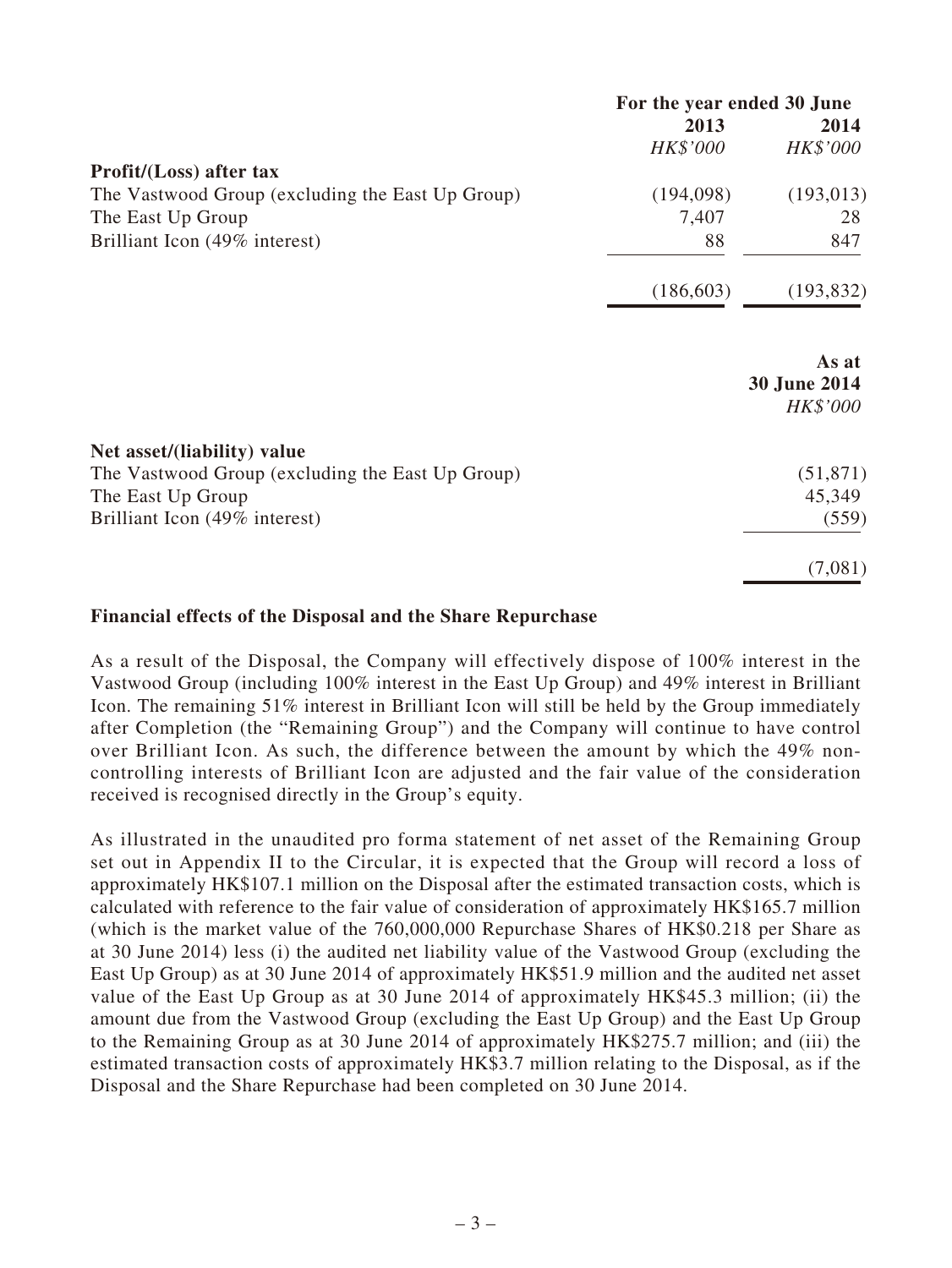| | For the year ended 30 June | |
|---|---|---|
| | 2013 | 2014 |
| | *HK$'000* | *HK$'000* |
| **Profit/(Loss) after tax** | | |
| The Vastwood Group (excluding the East Up Group) | (194,098) | (193,013) |
| The East Up Group | 7,407 | 28 |
| Brilliant Icon (49% interest) | 88 | 847 |
| | (186,603) | (193,832) |

| | As at 30 June 2014 |
|---|---|
| | *HK$'000* |
| **Net asset/(liability) value** | |
| The Vastwood Group (excluding the East Up Group) | (51,871) |
| The East Up Group | 45,349 |
| Brilliant Icon (49% interest) | (559) |
| | (7,081) |

**Financial effects of the Disposal and the Share Repurchase**

As a result of the Disposal, the Company will effectively dispose of 100% interest in the Vastwood Group (including 100% interest in the East Up Group) and 49% interest in Brilliant Icon. The remaining 51% interest in Brilliant Icon will still be held by the Group immediately after Completion (the "Remaining Group") and the Company will continue to have control over Brilliant Icon. As such, the difference between the amount by which the 49% non-controlling interests of Brilliant Icon are adjusted and the fair value of the consideration received is recognised directly in the Group's equity.

As illustrated in the unaudited pro forma statement of net asset of the Remaining Group set out in Appendix II to the Circular, it is expected that the Group will record a loss of approximately HK$107.1 million on the Disposal after the estimated transaction costs, which is calculated with reference to the fair value of consideration of approximately HK$165.7 million (which is the market value of the 760,000,000 Repurchase Shares of HK$0.218 per Share as at 30 June 2014) less (i) the audited net liability value of the Vastwood Group (excluding the East Up Group) as at 30 June 2014 of approximately HK$51.9 million and the audited net asset value of the East Up Group as at 30 June 2014 of approximately HK$45.3 million; (ii) the amount due from the Vastwood Group (excluding the East Up Group) and the East Up Group to the Remaining Group as at 30 June 2014 of approximately HK$275.7 million; and (iii) the estimated transaction costs of approximately HK$3.7 million relating to the Disposal, as if the Disposal and the Share Repurchase had been completed on 30 June 2014.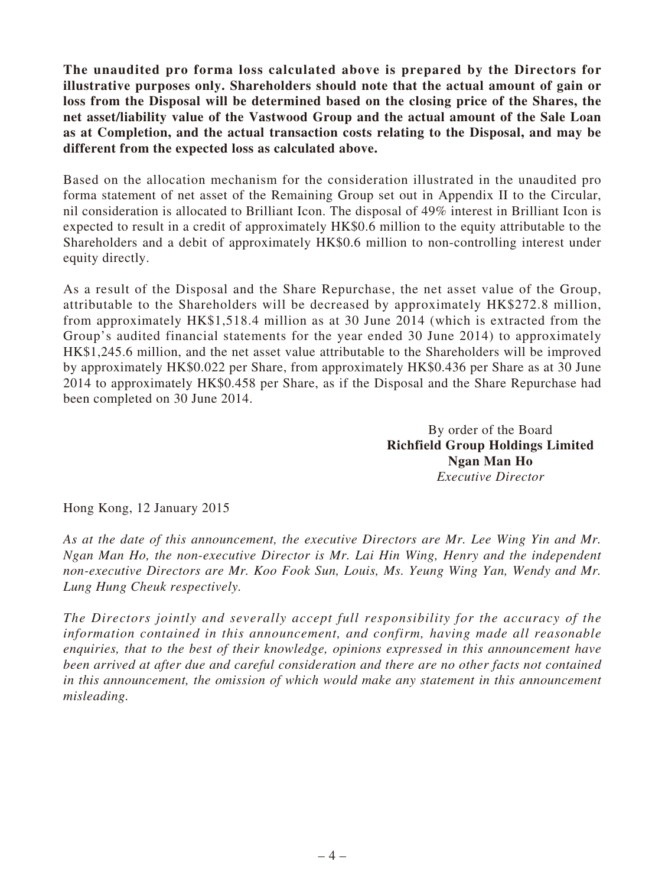**The unaudited pro forma loss calculated above is prepared by the Directors for illustrative purposes only. Shareholders should note that the actual amount of gain or loss from the Disposal will be determined based on the closing price of the Shares, the net asset/liability value of the Vastwood Group and the actual amount of the Sale Loan as at Completion, and the actual transaction costs relating to the Disposal, and may be different from the expected loss as calculated above.**

Based on the allocation mechanism for the consideration illustrated in the unaudited pro forma statement of net asset of the Remaining Group set out in Appendix II to the Circular, nil consideration is allocated to Brilliant Icon. The disposal of 49% interest in Brilliant Icon is expected to result in a credit of approximately HK$0.6 million to the equity attributable to the Shareholders and a debit of approximately HK$0.6 million to non-controlling interest under equity directly.

As a result of the Disposal and the Share Repurchase, the net asset value of the Group, attributable to the Shareholders will be decreased by approximately HK$272.8 million, from approximately HK$1,518.4 million as at 30 June 2014 (which is extracted from the Group's audited financial statements for the year ended 30 June 2014) to approximately HK$1,245.6 million, and the net asset value attributable to the Shareholders will be improved by approximately HK$0.022 per Share, from approximately HK$0.436 per Share as at 30 June 2014 to approximately HK$0.458 per Share, as if the Disposal and the Share Repurchase had been completed on 30 June 2014.

By order of the Board
**Richfield Group Holdings Limited**
**Ngan Man Ho**
*Executive Director*

Hong Kong, 12 January 2015

*As at the date of this announcement, the executive Directors are Mr. Lee Wing Yin and Mr. Ngan Man Ho, the non-executive Director is Mr. Lai Hin Wing, Henry and the independent non-executive Directors are Mr. Koo Fook Sun, Louis, Ms. Yeung Wing Yan, Wendy and Mr. Lung Hung Cheuk respectively.*

*The Directors jointly and severally accept full responsibility for the accuracy of the information contained in this announcement, and confirm, having made all reasonable enquiries, that to the best of their knowledge, opinions expressed in this announcement have been arrived at after due and careful consideration and there are no other facts not contained in this announcement, the omission of which would make any statement in this announcement misleading.*